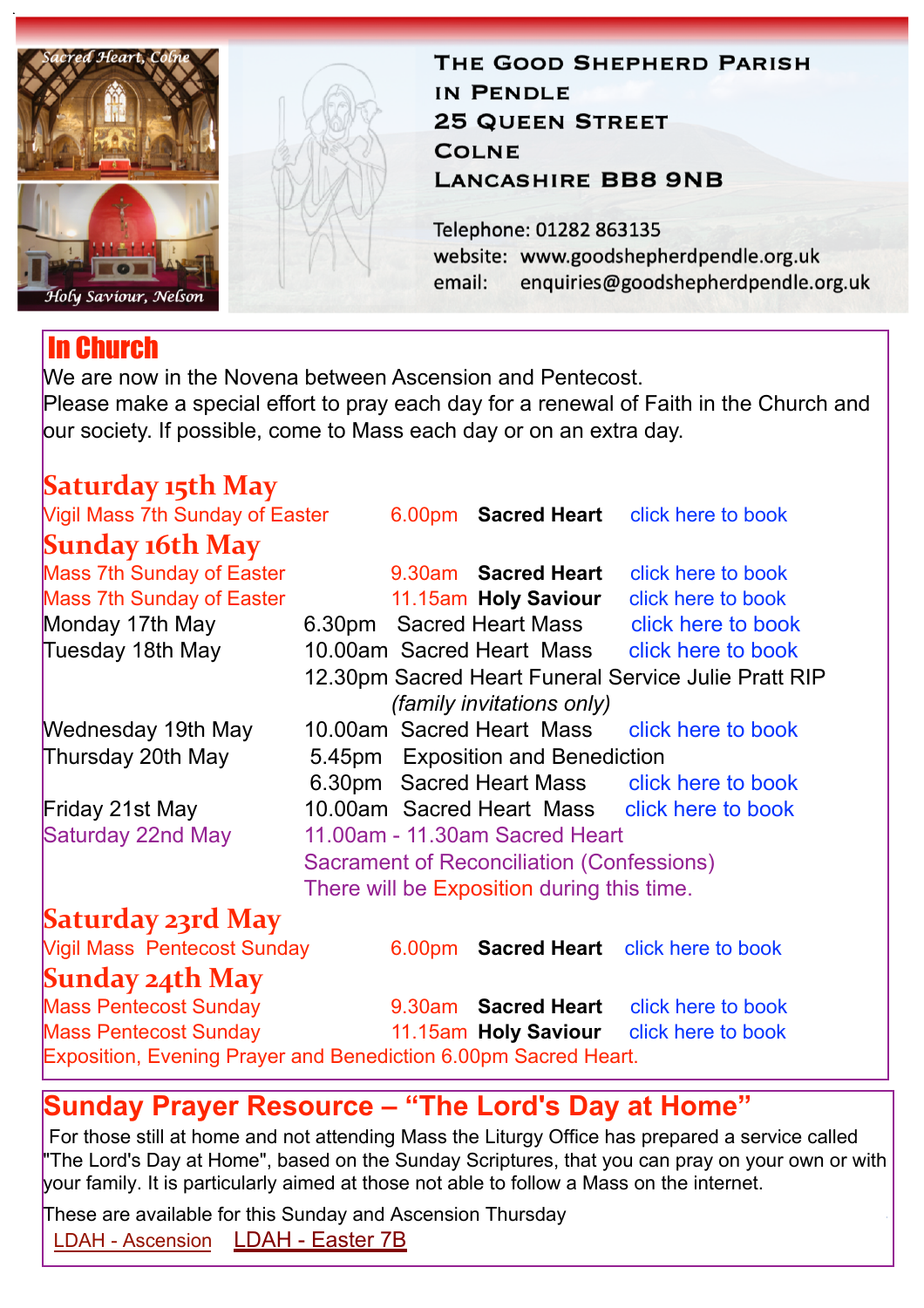Sacred Heart, Colne

Holy Saviour, Nelson

**The Good Shepherd Parish in Pendle**
**25 Queen Street**
**Colne**
**Lancashire BB8 9NB**

Telephone: 01282 863135
website: www.goodshepherdpendle.org.uk
email: enquiries@goodshepherdpendle.org.uk

## In Church

We are now in the Novena between Ascension and Pentecost.
Please make a special effort to pray each day for a renewal of Faith in the Church and our society. If possible, come to Mass each day or on an extra day.

### Saturday 15th May

Vigil Mass 7th Sunday of Easter — 6.00pm **Sacred Heart** — click here to book

### Sunday 16th May

Mass 7th Sunday of Easter — 9.30am **Sacred Heart** — click here to book
Mass 7th Sunday of Easter — 11.15am **Holy Saviour** — click here to book

Monday 17th May — 6.30pm Sacred Heart Mass — click here to book
Tuesday 18th May — 10.00am Sacred Heart Mass — click here to book
12.30pm Sacred Heart Funeral Service Julie Pratt RIP *(family invitations only)*
Wednesday 19th May — 10.00am Sacred Heart Mass — click here to book
Thursday 20th May — 5.45pm Exposition and Benediction
6.30pm Sacred Heart Mass — click here to book
Friday 21st May — 10.00am Sacred Heart Mass — click here to book
Saturday 22nd May — 11.00am - 11.30am Sacred Heart
Sacrament of Reconciliation (Confessions)
There will be Exposition during this time.

### Saturday 23rd May

Vigil Mass Pentecost Sunday — 6.00pm **Sacred Heart** — click here to book

### Sunday 24th May

Mass Pentecost Sunday — 9.30am **Sacred Heart** — click here to book
Mass Pentecost Sunday — 11.15am **Holy Saviour** — click here to book
Exposition, Evening Prayer and Benediction 6.00pm Sacred Heart.

## Sunday Prayer Resource – "The Lord's Day at Home"

For those still at home and not attending Mass the Liturgy Office has prepared a service called "The Lord's Day at Home", based on the Sunday Scriptures, that you can pray on your own or with your family. It is particularly aimed at those not able to follow a Mass on the internet.

These are available for this Sunday and Ascension Thursday

LDAH - Ascension    LDAH - Easter 7B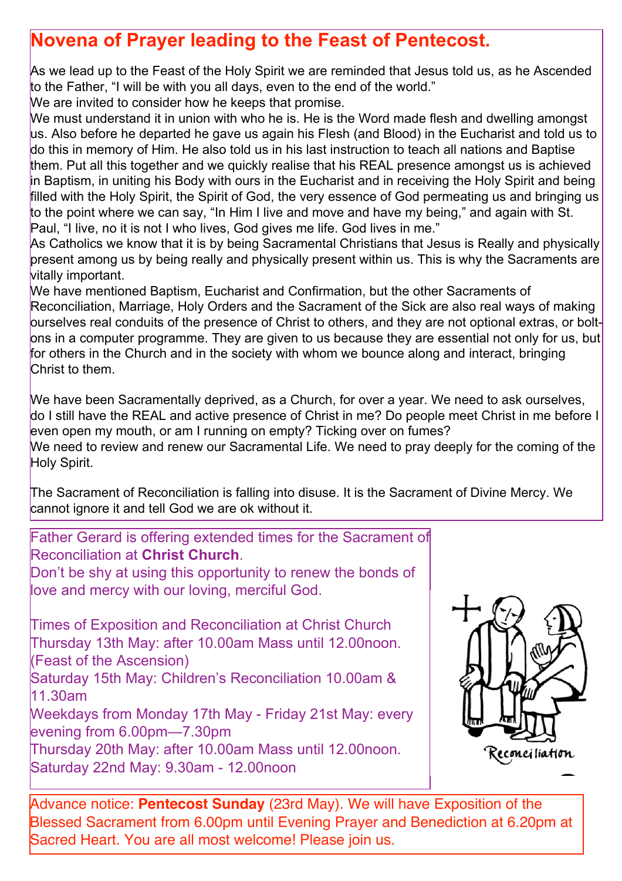# Novena of Prayer leading to the Feast of Pentecost.

As we lead up to the Feast of the Holy Spirit we are reminded that Jesus told us, as he Ascended to the Father, "I will be with you all days, even to the end of the world."
We are invited to consider how he keeps that promise.
We must understand it in union with who he is. He is the Word made flesh and dwelling amongst us. Also before he departed he gave us again his Flesh (and Blood) in the Eucharist and told us to do this in memory of Him. He also told us in his last instruction to teach all nations and Baptise them. Put all this together and we quickly realise that his REAL presence amongst us is achieved in Baptism, in uniting his Body with ours in the Eucharist and in receiving the Holy Spirit and being filled with the Holy Spirit, the Spirit of God, the very essence of God permeating us and bringing us to the point where we can say, "In Him I live and move and have my being," and again with St. Paul, "I live, no it is not I who lives, God gives me life. God lives in me."
As Catholics we know that it is by being Sacramental Christians that Jesus is Really and physically present among us by being really and physically present within us. This is why the Sacraments are vitally important.
We have mentioned Baptism, Eucharist and Confirmation, but the other Sacraments of Reconciliation, Marriage, Holy Orders and the Sacrament of the Sick are also real ways of making ourselves real conduits of the presence of Christ to others, and they are not optional extras, or bolt-ons in a computer programme. They are given to us because they are essential not only for us, but for others in the Church and in the society with whom we bounce along and interact, bringing Christ to them.

We have been Sacramentally deprived, as a Church, for over a year. We need to ask ourselves, do I still have the REAL and active presence of Christ in me? Do people meet Christ in me before I even open my mouth, or am I running on empty? Ticking over on fumes?
We need to review and renew our Sacramental Life. We need to pray deeply for the coming of the Holy Spirit.

The Sacrament of Reconciliation is falling into disuse. It is the Sacrament of Divine Mercy. We cannot ignore it and tell God we are ok without it.

Father Gerard is offering extended times for the Sacrament of Reconciliation at **Christ Church**.
Don't be shy at using this opportunity to renew the bonds of love and mercy with our loving, merciful God.

Times of Exposition and Reconciliation at Christ Church
Thursday 13th May: after 10.00am Mass until 12.00noon. (Feast of the Ascension)
Saturday 15th May: Children's Reconciliation 10.00am & 11.30am
Weekdays from Monday 17th May - Friday 21st May: every evening from 6.00pm—7.30pm
Thursday 20th May: after 10.00am Mass until 12.00noon.
Saturday 22nd May: 9.30am - 12.00noon

Reconciliation

Advance notice: **Pentecost Sunday** (23rd May). We will have Exposition of the Blessed Sacrament from 6.00pm until Evening Prayer and Benediction at 6.20pm at Sacred Heart. You are all most welcome! Please join us.